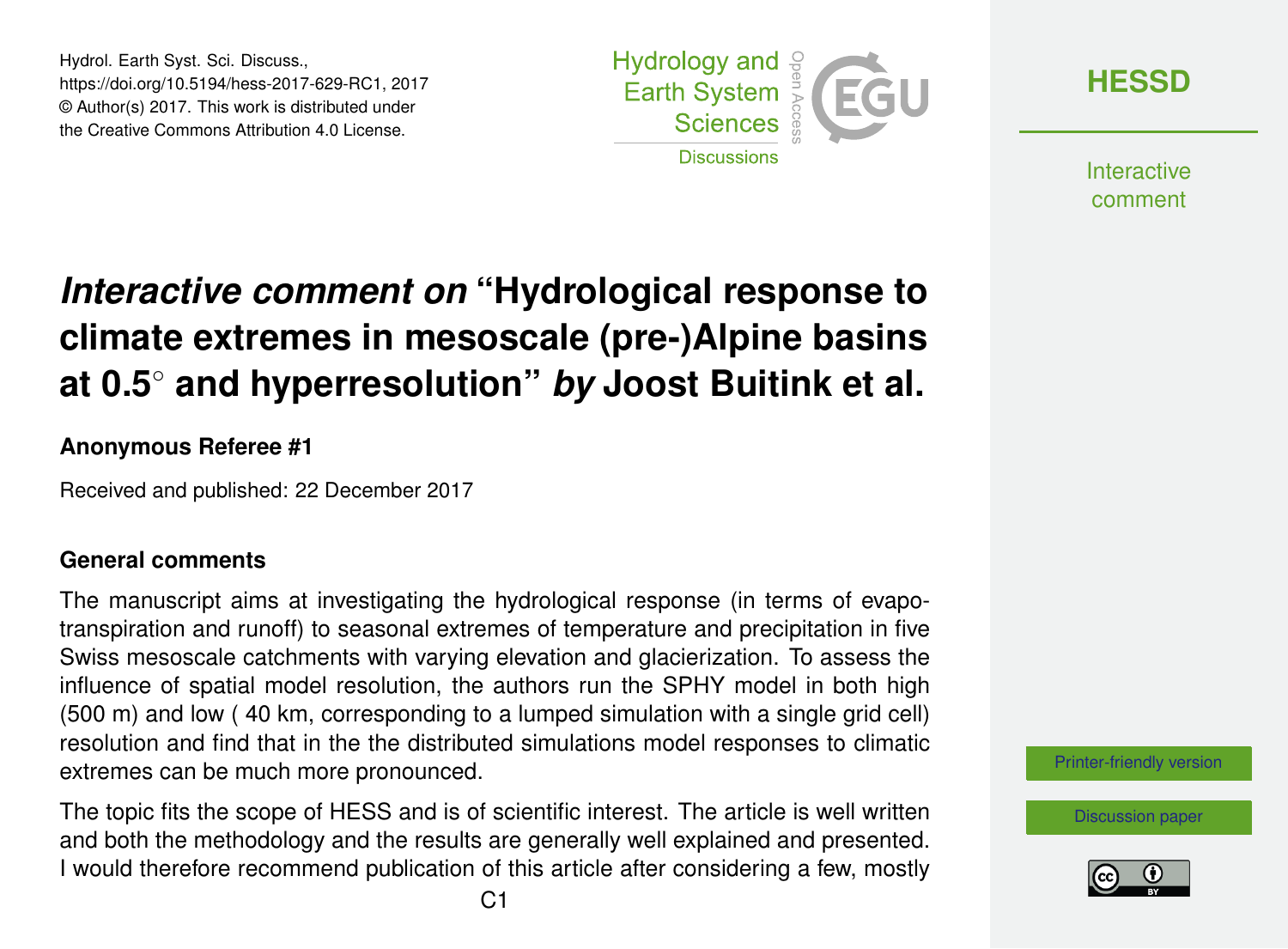# *Interactive comment on* "Hydrological response to climate extremes in mesoscale (pre-)Alpine basins at 0.5° and hyperresolution" *by* Joost Buitink et al.

**Anonymous Referee #1**

Received and published: 22 December 2017

## General comments

The manuscript aims at investigating the hydrological response (in terms of evapotranspiration and runoff) to seasonal extremes of temperature and precipitation in five Swiss mesoscale catchments with varying elevation and glacierization. To assess the influence of spatial model resolution, the authors run the SPHY model in both high (500 m) and low ( 40 km, corresponding to a lumped simulation with a single grid cell) resolution and find that in the the distributed simulations model responses to climatic extremes can be much more pronounced.

The topic fits the scope of HESS and is of scientific interest. The article is well written and both the methodology and the results are generally well explained and presented. I would therefore recommend publication of this article after considering a few, mostly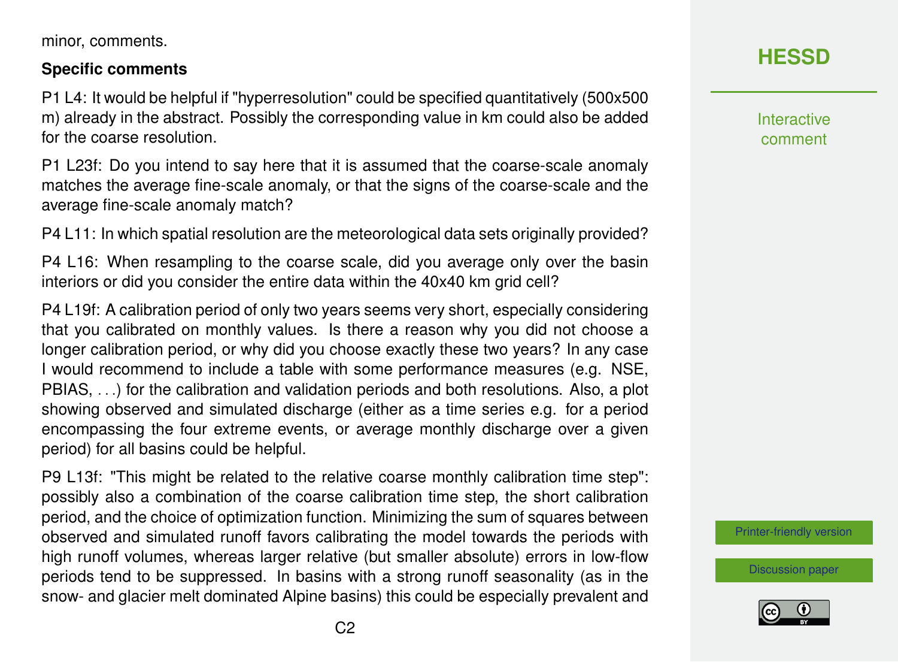minor, comments.

**Specific comments**

P1 L4: It would be helpful if "hyperresolution" could be specified quantitatively (500x500 m) already in the abstract. Possibly the corresponding value in km could also be added for the coarse resolution.

P1 L23f: Do you intend to say here that it is assumed that the coarse-scale anomaly matches the average fine-scale anomaly, or that the signs of the coarse-scale and the average fine-scale anomaly match?

P4 L11: In which spatial resolution are the meteorological data sets originally provided?

P4 L16: When resampling to the coarse scale, did you average only over the basin interiors or did you consider the entire data within the 40x40 km grid cell?

P4 L19f: A calibration period of only two years seems very short, especially considering that you calibrated on monthly values. Is there a reason why you did not choose a longer calibration period, or why did you choose exactly these two years? In any case I would recommend to include a table with some performance measures (e.g. NSE, PBIAS, ...) for the calibration and validation periods and both resolutions. Also, a plot showing observed and simulated discharge (either as a time series e.g. for a period encompassing the four extreme events, or average monthly discharge over a given period) for all basins could be helpful.

P9 L13f: "This might be related to the relative coarse monthly calibration time step": possibly also a combination of the coarse calibration time step, the short calibration period, and the choice of optimization function. Minimizing the sum of squares between observed and simulated runoff favors calibrating the model towards the periods with high runoff volumes, whereas larger relative (but smaller absolute) errors in low-flow periods tend to be suppressed. In basins with a strong runoff seasonality (as in the snow- and glacier melt dominated Alpine basins) this could be especially prevalent and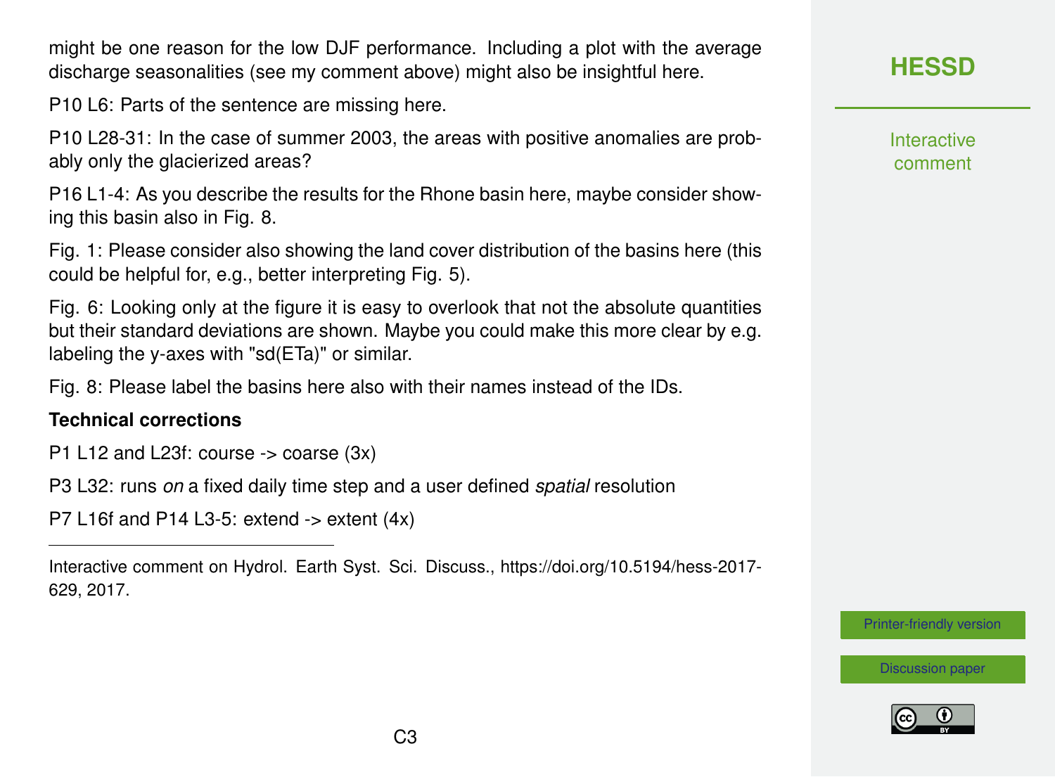might be one reason for the low DJF performance. Including a plot with the average discharge seasonalities (see my comment above) might also be insightful here.

P10 L6: Parts of the sentence are missing here.

P10 L28-31: In the case of summer 2003, the areas with positive anomalies are probably only the glacierized areas?

P16 L1-4: As you describe the results for the Rhone basin here, maybe consider showing this basin also in Fig. 8.

Fig. 1: Please consider also showing the land cover distribution of the basins here (this could be helpful for, e.g., better interpreting Fig. 5).

Fig. 6: Looking only at the figure it is easy to overlook that not the absolute quantities but their standard deviations are shown. Maybe you could make this more clear by e.g. labeling the y-axes with "sd(ETa)" or similar.

Fig. 8: Please label the basins here also with their names instead of the IDs.

**Technical corrections**

P1 L12 and L23f: course -> coarse (3x)

P3 L32: runs *on* a fixed daily time step and a user defined *spatial* resolution

P7 L16f and P14 L3-5: extend -> extent (4x)

---

Interactive comment on Hydrol. Earth Syst. Sci. Discuss., https://doi.org/10.5194/hess-2017-629, 2017.